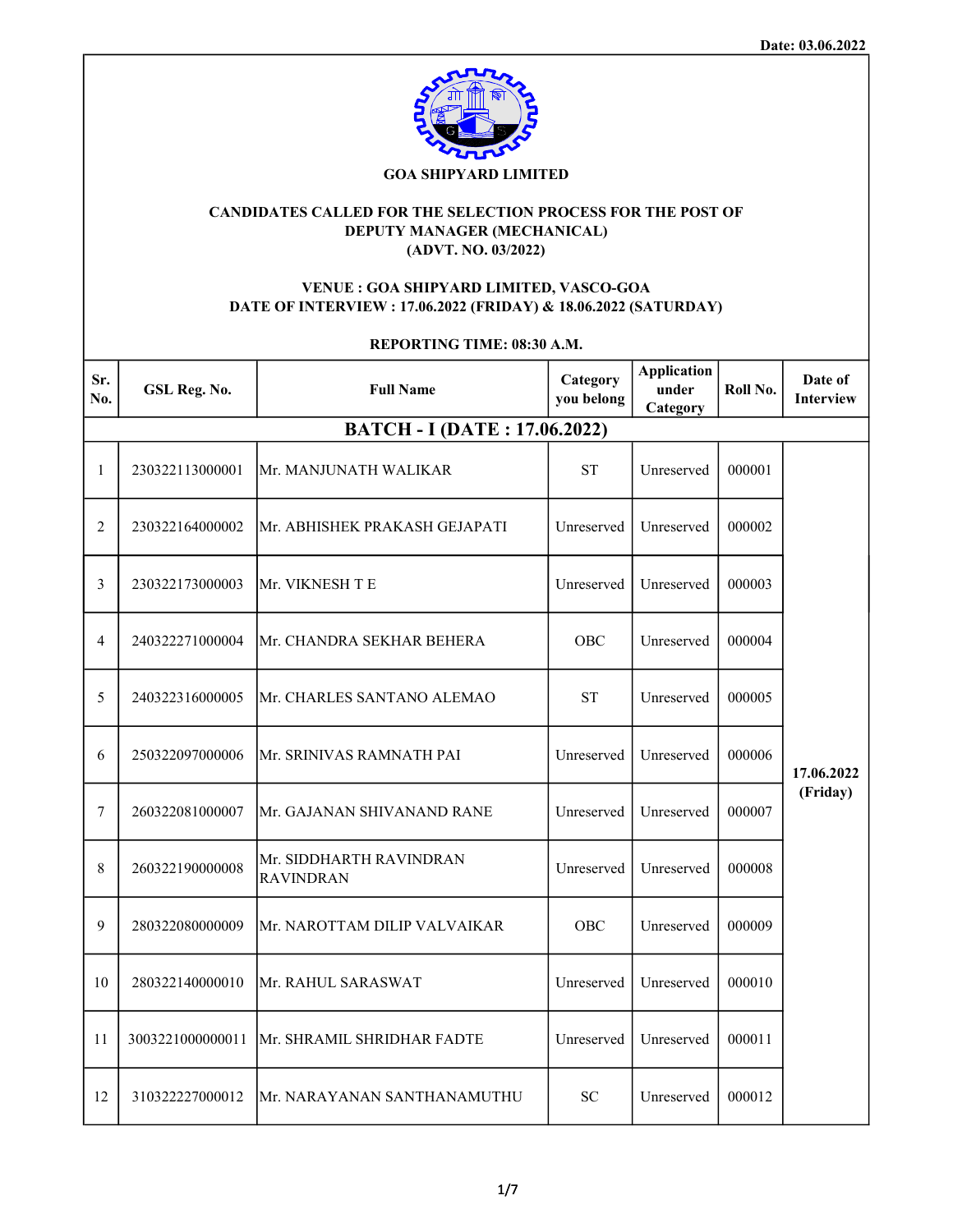Date: 03.06.2022

**GOA SHIPYARD LIMITED**

**CANDIDATES CALLED FOR THE SELECTION PROCESS FOR THE POST OF DEPUTY MANAGER (MECHANICAL)**
**(ADVT. NO. 03/2022)**

**VENUE : GOA SHIPYARD LIMITED, VASCO-GOA**
**DATE OF INTERVIEW : 17.06.2022 (FRIDAY) & 18.06.2022 (SATURDAY)**

**REPORTING TIME: 08:30 A.M.**

| Sr. No. | GSL Reg. No. | Full Name | Category you belong | Application under Category | Roll No. | Date of Interview |
|---|---|---|---|---|---|---|
| **BATCH - I (DATE : 17.06.2022)** | | | | | | |
| 1 | 230322113000001 | Mr. MANJUNATH WALIKAR | ST | Unreserved | 000001 | 17.06.2022 (Friday) |
| 2 | 230322164000002 | Mr. ABHISHEK PRAKASH GEJAPATI | Unreserved | Unreserved | 000002 | |
| 3 | 230322173000003 | Mr. VIKNESH T E | Unreserved | Unreserved | 000003 | |
| 4 | 240322271000004 | Mr. CHANDRA SEKHAR BEHERA | OBC | Unreserved | 000004 | |
| 5 | 240322316000005 | Mr. CHARLES SANTANO ALEMAO | ST | Unreserved | 000005 | |
| 6 | 250322097000006 | Mr. SRINIVAS RAMNATH PAI | Unreserved | Unreserved | 000006 | |
| 7 | 260322081000007 | Mr. GAJANAN SHIVANAND RANE | Unreserved | Unreserved | 000007 | |
| 8 | 260322190000008 | Mr. SIDDHARTH RAVINDRAN RAVINDRAN | Unreserved | Unreserved | 000008 | |
| 9 | 280322080000009 | Mr. NAROTTAM DILIP VALVAIKAR | OBC | Unreserved | 000009 | |
| 10 | 280322140000010 | Mr. RAHUL SARASWAT | Unreserved | Unreserved | 000010 | |
| 11 | 3003221000000011 | Mr. SHRAMIL SHRIDHAR FADTE | Unreserved | Unreserved | 000011 | |
| 12 | 310322227000012 | Mr. NARAYANAN SANTHANAMUTHU | SC | Unreserved | 000012 | |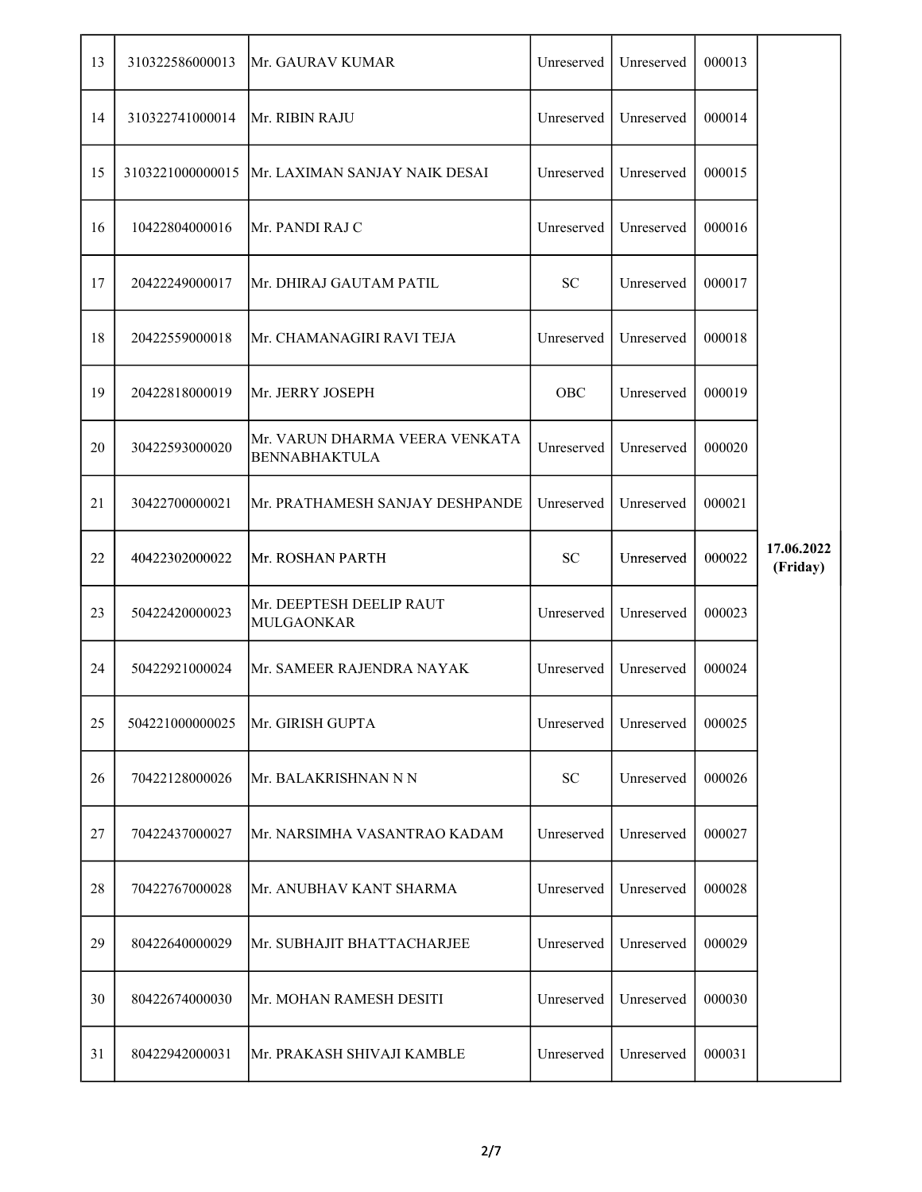| 13 | 310322586000013 | Mr. GAURAV KUMAR | Unreserved | Unreserved | 000013 | |
|---|---|---|---|---|---|---|
| 14 | 310322741000014 | Mr. RIBIN RAJU | Unreserved | Unreserved | 000014 | |
| 15 | 3103221000000015 | Mr. LAXIMAN SANJAY NAIK DESAI | Unreserved | Unreserved | 000015 | |
| 16 | 10422804000016 | Mr. PANDI RAJ C | Unreserved | Unreserved | 000016 | |
| 17 | 20422249000017 | Mr. DHIRAJ GAUTAM PATIL | SC | Unreserved | 000017 | |
| 18 | 20422559000018 | Mr. CHAMANAGIRI RAVI TEJA | Unreserved | Unreserved | 000018 | |
| 19 | 20422818000019 | Mr. JERRY JOSEPH | OBC | Unreserved | 000019 | |
| 20 | 30422593000020 | Mr. VARUN DHARMA VEERA VENKATA BENNABHAKTULA | Unreserved | Unreserved | 000020 | |
| 21 | 30422700000021 | Mr. PRATHAMESH SANJAY DESHPANDE | Unreserved | Unreserved | 000021 | |
| 22 | 40422302000022 | Mr. ROSHAN PARTH | SC | Unreserved | 000022 | **17.06.2022 (Friday)** |
| 23 | 50422420000023 | Mr. DEEPTESH DEELIP RAUT MULGAONKAR | Unreserved | Unreserved | 000023 | |
| 24 | 50422921000024 | Mr. SAMEER RAJENDRA NAYAK | Unreserved | Unreserved | 000024 | |
| 25 | 504221000000025 | Mr. GIRISH GUPTA | Unreserved | Unreserved | 000025 | |
| 26 | 70422128000026 | Mr. BALAKRISHNAN N N | SC | Unreserved | 000026 | |
| 27 | 70422437000027 | Mr. NARSIMHA VASANTRAO KADAM | Unreserved | Unreserved | 000027 | |
| 28 | 70422767000028 | Mr. ANUBHAV KANT SHARMA | Unreserved | Unreserved | 000028 | |
| 29 | 80422640000029 | Mr. SUBHAJIT BHATTACHARJEE | Unreserved | Unreserved | 000029 | |
| 30 | 80422674000030 | Mr. MOHAN RAMESH DESITI | Unreserved | Unreserved | 000030 | |
| 31 | 80422942000031 | Mr. PRAKASH SHIVAJI KAMBLE | Unreserved | Unreserved | 000031 | |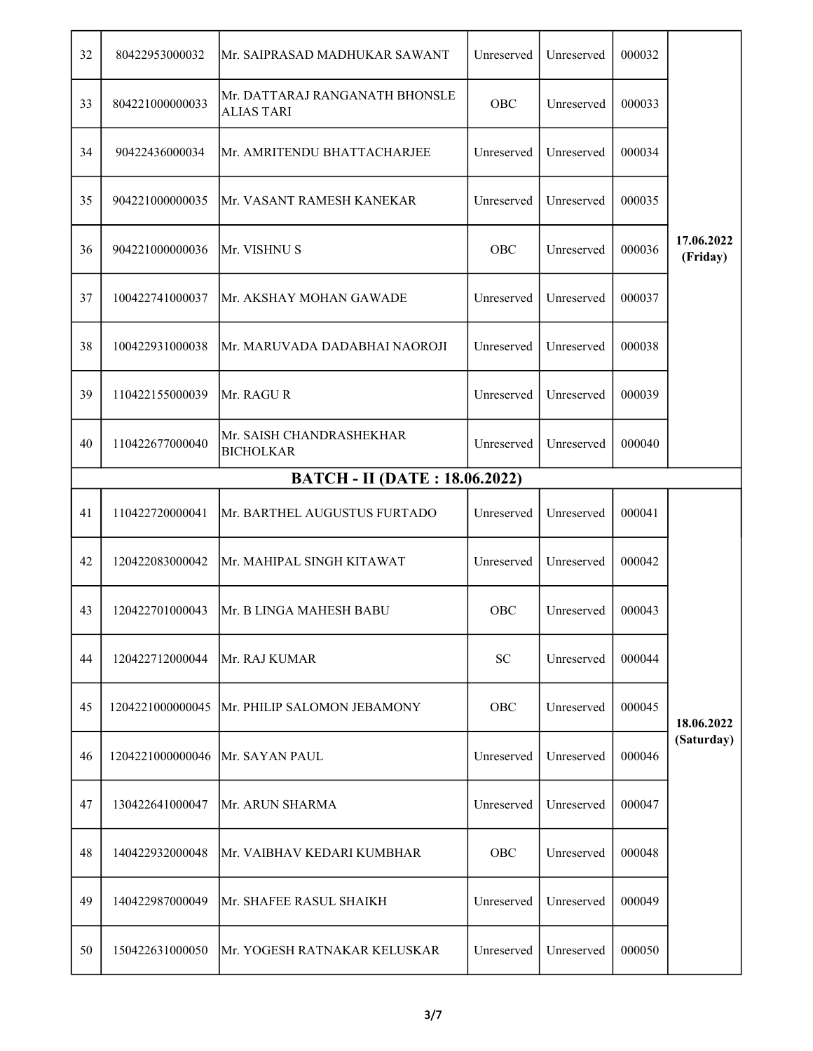| 32 | 80422953000032 | Mr. SAIPRASAD MADHUKAR SAWANT | Unreserved | Unreserved | 000032 | 17.06.2022 **(Friday)** |
|---|---|---|---|---|---|---|
| 33 | 804221000000033 | Mr. DATTARAJ RANGANATH BHONSLE ALIAS TARI | OBC | Unreserved | 000033 | |
| 34 | 90422436000034 | Mr. AMRITENDU BHATTACHARJEE | Unreserved | Unreserved | 000034 | |
| 35 | 904221000000035 | Mr. VASANT RAMESH KANEKAR | Unreserved | Unreserved | 000035 | |
| 36 | 904221000000036 | Mr. VISHNU S | OBC | Unreserved | 000036 | |
| 37 | 100422741000037 | Mr. AKSHAY MOHAN GAWADE | Unreserved | Unreserved | 000037 | |
| 38 | 100422931000038 | Mr. MARUVADA DADABHAI NAOROJI | Unreserved | Unreserved | 000038 | |
| 39 | 110422155000039 | Mr. RAGU R | Unreserved | Unreserved | 000039 | |
| 40 | 110422677000040 | Mr. SAISH CHANDRASHEKHAR BICHOLKAR | Unreserved | Unreserved | 000040 | |
| **BATCH - II (DATE : 18.06.2022)** | | | | | | |
| 41 | 110422720000041 | Mr. BARTHEL AUGUSTUS FURTADO | Unreserved | Unreserved | 000041 | **18.06.2022 (Saturday)** |
| 42 | 120422083000042 | Mr. MAHIPAL SINGH KITAWAT | Unreserved | Unreserved | 000042 | |
| 43 | 120422701000043 | Mr. B LINGA MAHESH BABU | OBC | Unreserved | 000043 | |
| 44 | 120422712000044 | Mr. RAJ KUMAR | SC | Unreserved | 000044 | |
| 45 | 1204221000000045 | Mr. PHILIP SALOMON JEBAMONY | OBC | Unreserved | 000045 | |
| 46 | 1204221000000046 | Mr. SAYAN PAUL | Unreserved | Unreserved | 000046 | |
| 47 | 130422641000047 | Mr. ARUN SHARMA | Unreserved | Unreserved | 000047 | |
| 48 | 140422932000048 | Mr. VAIBHAV KEDARI KUMBHAR | OBC | Unreserved | 000048 | |
| 49 | 140422987000049 | Mr. SHAFEE RASUL SHAIKH | Unreserved | Unreserved | 000049 | |
| 50 | 150422631000050 | Mr. YOGESH RATNAKAR KELUSKAR | Unreserved | Unreserved | 000050 | |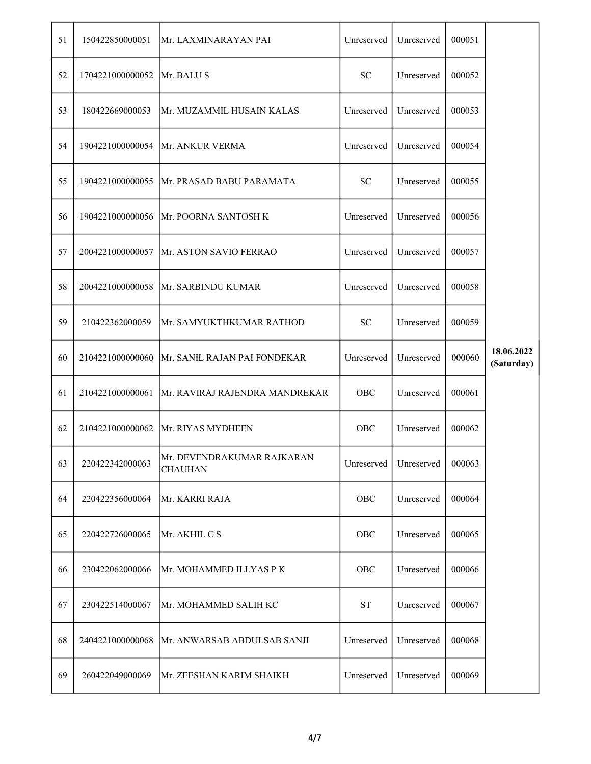| | | | | | | |
|---|---|---|---|---|---|---|
| 51 | 150422850000051 | Mr. LAXMINARAYAN PAI | Unreserved | Unreserved | 000051 | |
| 52 | 1704221000000052 | Mr. BALU S | SC | Unreserved | 000052 | |
| 53 | 180422669000053 | Mr. MUZAMMIL HUSAIN KALAS | Unreserved | Unreserved | 000053 | |
| 54 | 1904221000000054 | Mr. ANKUR VERMA | Unreserved | Unreserved | 000054 | |
| 55 | 1904221000000055 | Mr. PRASAD BABU PARAMATA | SC | Unreserved | 000055 | |
| 56 | 1904221000000056 | Mr. POORNA SANTOSH K | Unreserved | Unreserved | 000056 | |
| 57 | 2004221000000057 | Mr. ASTON SAVIO FERRAO | Unreserved | Unreserved | 000057 | |
| 58 | 2004221000000058 | Mr. SARBINDU KUMAR | Unreserved | Unreserved | 000058 | |
| 59 | 210422362000059 | Mr. SAMYUKTHKUMAR RATHOD | SC | Unreserved | 000059 | |
| 60 | 2104221000000060 | Mr. SANIL RAJAN PAI FONDEKAR | Unreserved | Unreserved | 000060 | **18.06.2022 (Saturday)** |
| 61 | 2104221000000061 | Mr. RAVIRAJ RAJENDRA MANDREKAR | OBC | Unreserved | 000061 | |
| 62 | 2104221000000062 | Mr. RIYAS MYDHEEN | OBC | Unreserved | 000062 | |
| 63 | 220422342000063 | Mr. DEVENDRAKUMAR RAJKARAN CHAUHAN | Unreserved | Unreserved | 000063 | |
| 64 | 220422356000064 | Mr. KARRI RAJA | OBC | Unreserved | 000064 | |
| 65 | 220422726000065 | Mr. AKHIL C S | OBC | Unreserved | 000065 | |
| 66 | 230422062000066 | Mr. MOHAMMED ILLYAS P K | OBC | Unreserved | 000066 | |
| 67 | 230422514000067 | Mr. MOHAMMED SALIH KC | ST | Unreserved | 000067 | |
| 68 | 2404221000000068 | Mr. ANWARSAB ABDULSAB SANJI | Unreserved | Unreserved | 000068 | |
| 69 | 260422049000069 | Mr. ZEESHAN KARIM SHAIKH | Unreserved | Unreserved | 000069 | |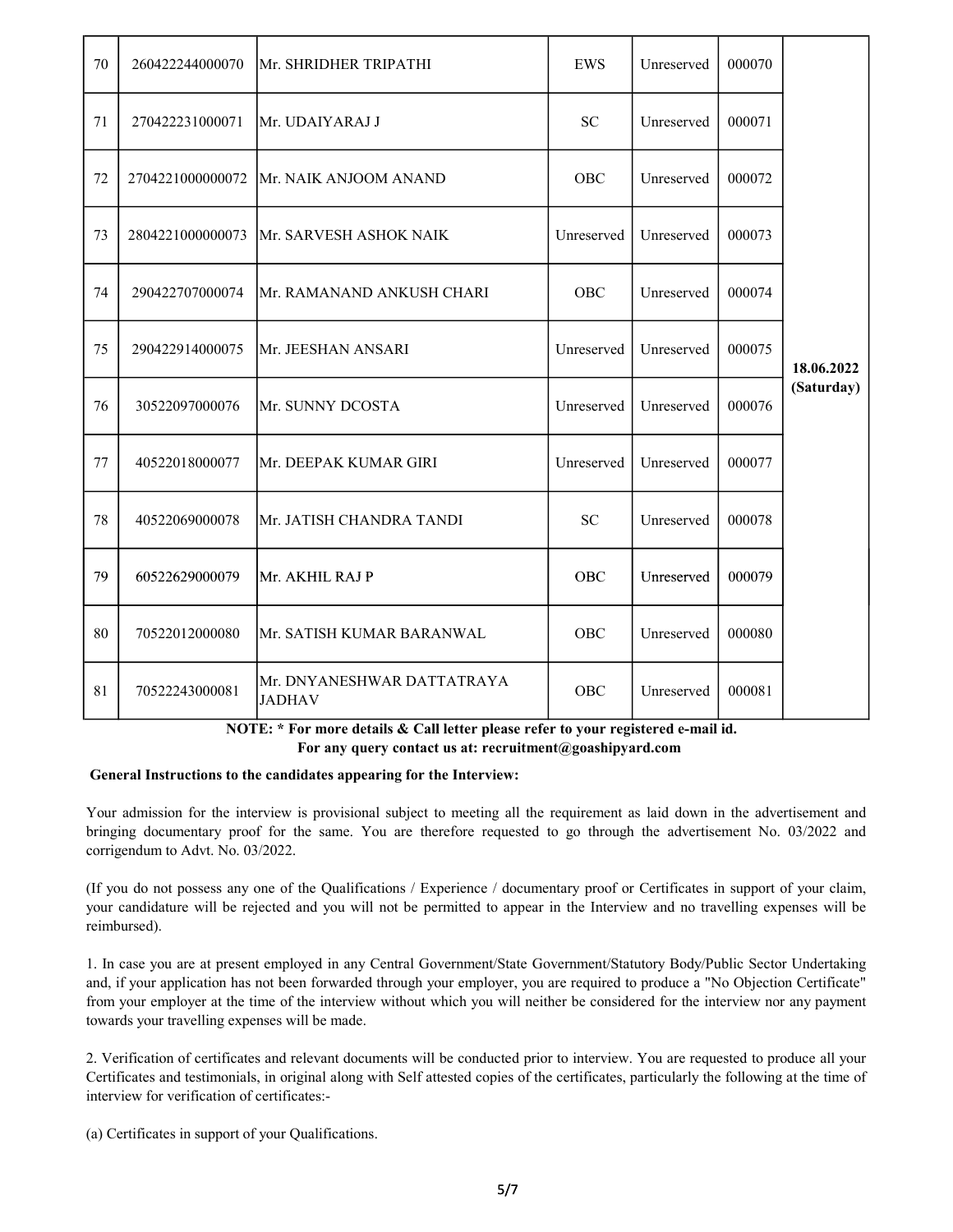| 70 | 260422244000070 | Mr. SHRIDHER TRIPATHI | EWS | Unreserved | 000070 | 18.06.2022 (Saturday) |
|---|---|---|---|---|---|---|
| 71 | 270422231000071 | Mr. UDAIYARAJ J | SC | Unreserved | 000071 | |
| 72 | 2704221000000072 | Mr. NAIK ANJOOM ANAND | OBC | Unreserved | 000072 | |
| 73 | 2804221000000073 | Mr. SARVESH ASHOK NAIK | Unreserved | Unreserved | 000073 | |
| 74 | 290422707000074 | Mr. RAMANAND ANKUSH CHARI | OBC | Unreserved | 000074 | |
| 75 | 290422914000075 | Mr. JEESHAN ANSARI | Unreserved | Unreserved | 000075 | |
| 76 | 30522097000076 | Mr. SUNNY DCOSTA | Unreserved | Unreserved | 000076 | |
| 77 | 40522018000077 | Mr. DEEPAK KUMAR GIRI | Unreserved | Unreserved | 000077 | |
| 78 | 40522069000078 | Mr. JATISH CHANDRA TANDI | SC | Unreserved | 000078 | |
| 79 | 60522629000079 | Mr. AKHIL RAJ P | OBC | Unreserved | 000079 | |
| 80 | 70522012000080 | Mr. SATISH KUMAR BARANWAL | OBC | Unreserved | 000080 | |
| 81 | 70522243000081 | Mr. DNYANESHWAR DATTATRAYA JADHAV | OBC | Unreserved | 000081 | |

**NOTE: * For more details & Call letter please refer to your registered e-mail id.**
**For any query contact us at: recruitment@goashipyard.com**

**General Instructions to the candidates appearing for the Interview:**

Your admission for the interview is provisional subject to meeting all the requirement as laid down in the advertisement and bringing documentary proof for the same. You are therefore requested to go through the advertisement No. 03/2022 and corrigendum to Advt. No. 03/2022.

(If you do not possess any one of the Qualifications / Experience / documentary proof or Certificates in support of your claim, your candidature will be rejected and you will not be permitted to appear in the Interview and no travelling expenses will be reimbursed).

1. In case you are at present employed in any Central Government/State Government/Statutory Body/Public Sector Undertaking and, if your application has not been forwarded through your employer, you are required to produce a "No Objection Certificate" from your employer at the time of the interview without which you will neither be considered for the interview nor any payment towards your travelling expenses will be made.

2. Verification of certificates and relevant documents will be conducted prior to interview. You are requested to produce all your Certificates and testimonials, in original along with Self attested copies of the certificates, particularly the following at the time of interview for verification of certificates:-

(a) Certificates in support of your Qualifications.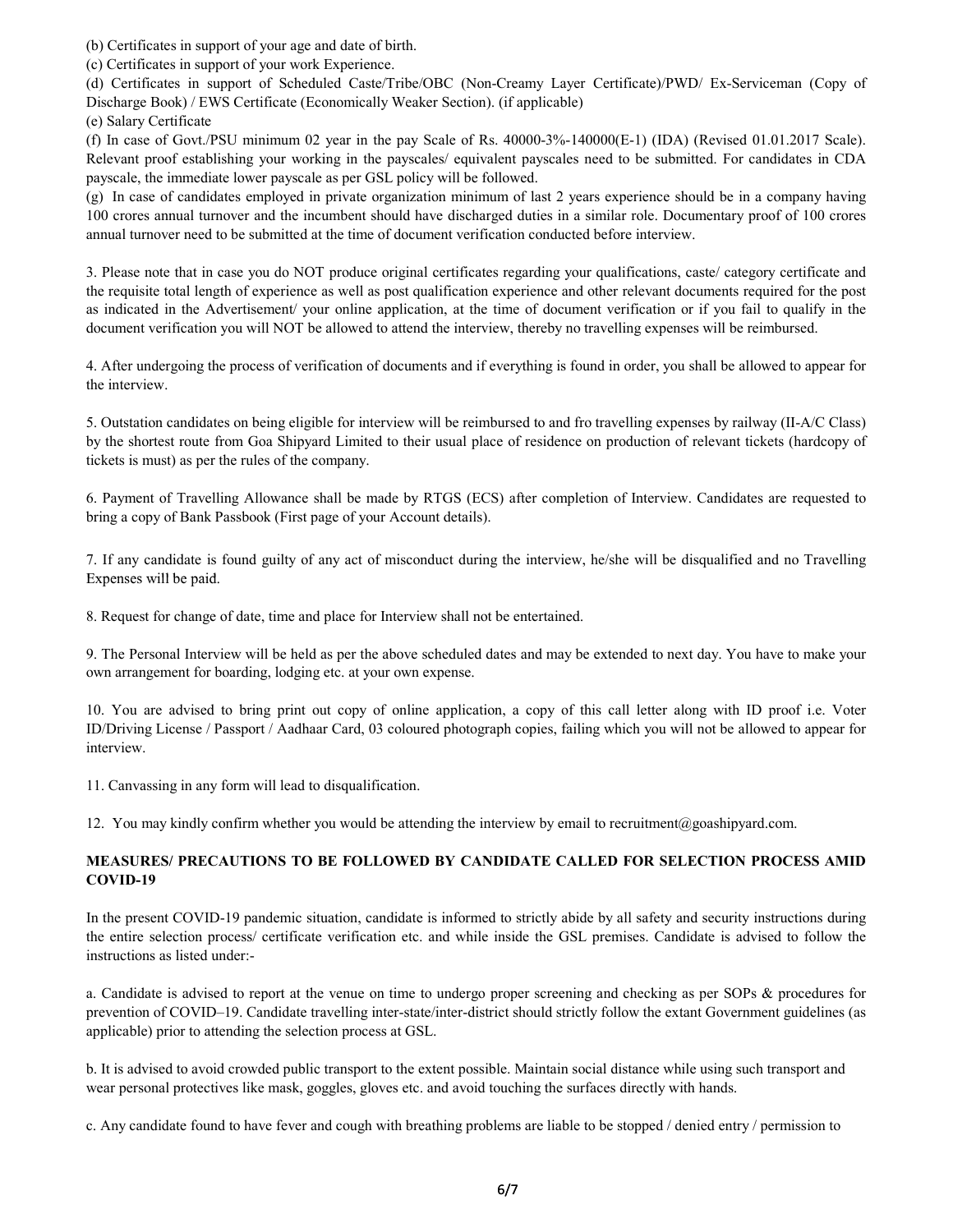(b) Certificates in support of your age and date of birth.

(c) Certificates in support of your work Experience.

(d) Certificates in support of Scheduled Caste/Tribe/OBC (Non-Creamy Layer Certificate)/PWD/ Ex-Serviceman (Copy of Discharge Book) / EWS Certificate (Economically Weaker Section). (if applicable)

(e) Salary Certificate

(f) In case of Govt./PSU minimum 02 year in the pay Scale of Rs. 40000-3%-140000(E-1) (IDA) (Revised 01.01.2017 Scale). Relevant proof establishing your working in the payscales/ equivalent payscales need to be submitted. For candidates in CDA payscale, the immediate lower payscale as per GSL policy will be followed.

(g) In case of candidates employed in private organization minimum of last 2 years experience should be in a company having 100 crores annual turnover and the incumbent should have discharged duties in a similar role. Documentary proof of 100 crores annual turnover need to be submitted at the time of document verification conducted before interview.

3. Please note that in case you do NOT produce original certificates regarding your qualifications, caste/ category certificate and the requisite total length of experience as well as post qualification experience and other relevant documents required for the post as indicated in the Advertisement/ your online application, at the time of document verification or if you fail to qualify in the document verification you will NOT be allowed to attend the interview, thereby no travelling expenses will be reimbursed.

4. After undergoing the process of verification of documents and if everything is found in order, you shall be allowed to appear for the interview.

5. Outstation candidates on being eligible for interview will be reimbursed to and fro travelling expenses by railway (II-A/C Class) by the shortest route from Goa Shipyard Limited to their usual place of residence on production of relevant tickets (hardcopy of tickets is must) as per the rules of the company.

6. Payment of Travelling Allowance shall be made by RTGS (ECS) after completion of Interview. Candidates are requested to bring a copy of Bank Passbook (First page of your Account details).

7. If any candidate is found guilty of any act of misconduct during the interview, he/she will be disqualified and no Travelling Expenses will be paid.

8. Request for change of date, time and place for Interview shall not be entertained.

9. The Personal Interview will be held as per the above scheduled dates and may be extended to next day. You have to make your own arrangement for boarding, lodging etc. at your own expense.

10. You are advised to bring print out copy of online application, a copy of this call letter along with ID proof i.e. Voter ID/Driving License / Passport / Aadhaar Card, 03 coloured photograph copies, failing which you will not be allowed to appear for interview.

11. Canvassing in any form will lead to disqualification.

12. You may kindly confirm whether you would be attending the interview by email to recruitment@goashipyard.com.

**MEASURES/ PRECAUTIONS TO BE FOLLOWED BY CANDIDATE CALLED FOR SELECTION PROCESS AMID COVID-19**

In the present COVID-19 pandemic situation, candidate is informed to strictly abide by all safety and security instructions during the entire selection process/ certificate verification etc. and while inside the GSL premises. Candidate is advised to follow the instructions as listed under:-

a. Candidate is advised to report at the venue on time to undergo proper screening and checking as per SOPs & procedures for prevention of COVID–19. Candidate travelling inter-state/inter-district should strictly follow the extant Government guidelines (as applicable) prior to attending the selection process at GSL.

b. It is advised to avoid crowded public transport to the extent possible. Maintain social distance while using such transport and wear personal protectives like mask, goggles, gloves etc. and avoid touching the surfaces directly with hands.

c. Any candidate found to have fever and cough with breathing problems are liable to be stopped / denied entry / permission to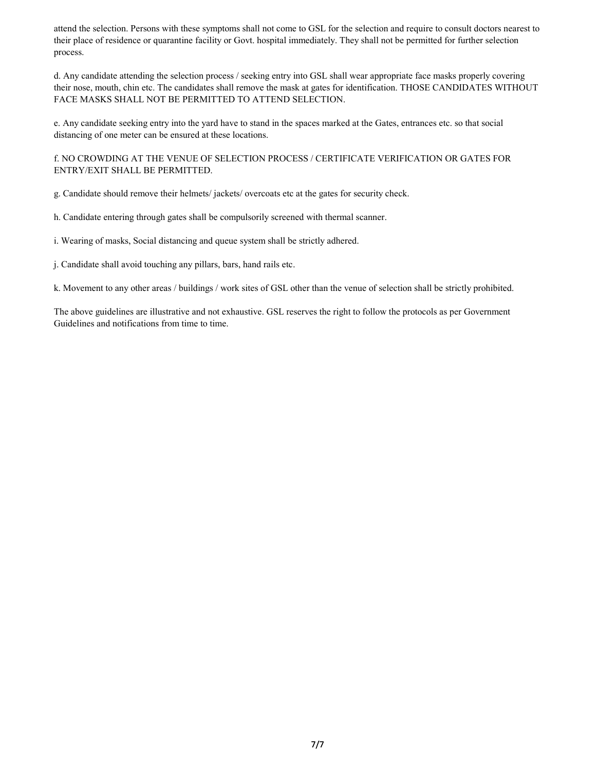attend the selection. Persons with these symptoms shall not come to GSL for the selection and require to consult doctors nearest to their place of residence or quarantine facility or Govt. hospital immediately. They shall not be permitted for further selection process.

d. Any candidate attending the selection process / seeking entry into GSL shall wear appropriate face masks properly covering their nose, mouth, chin etc. The candidates shall remove the mask at gates for identification. THOSE CANDIDATES WITHOUT FACE MASKS SHALL NOT BE PERMITTED TO ATTEND SELECTION.

e. Any candidate seeking entry into the yard have to stand in the spaces marked at the Gates, entrances etc. so that social distancing of one meter can be ensured at these locations.

f. NO CROWDING AT THE VENUE OF SELECTION PROCESS / CERTIFICATE VERIFICATION OR GATES FOR ENTRY/EXIT SHALL BE PERMITTED.

g. Candidate should remove their helmets/ jackets/ overcoats etc at the gates for security check.

h. Candidate entering through gates shall be compulsorily screened with thermal scanner.

i. Wearing of masks, Social distancing and queue system shall be strictly adhered.

j. Candidate shall avoid touching any pillars, bars, hand rails etc.

k. Movement to any other areas / buildings / work sites of GSL other than the venue of selection shall be strictly prohibited.

The above guidelines are illustrative and not exhaustive. GSL reserves the right to follow the protocols as per Government Guidelines and notifications from time to time.